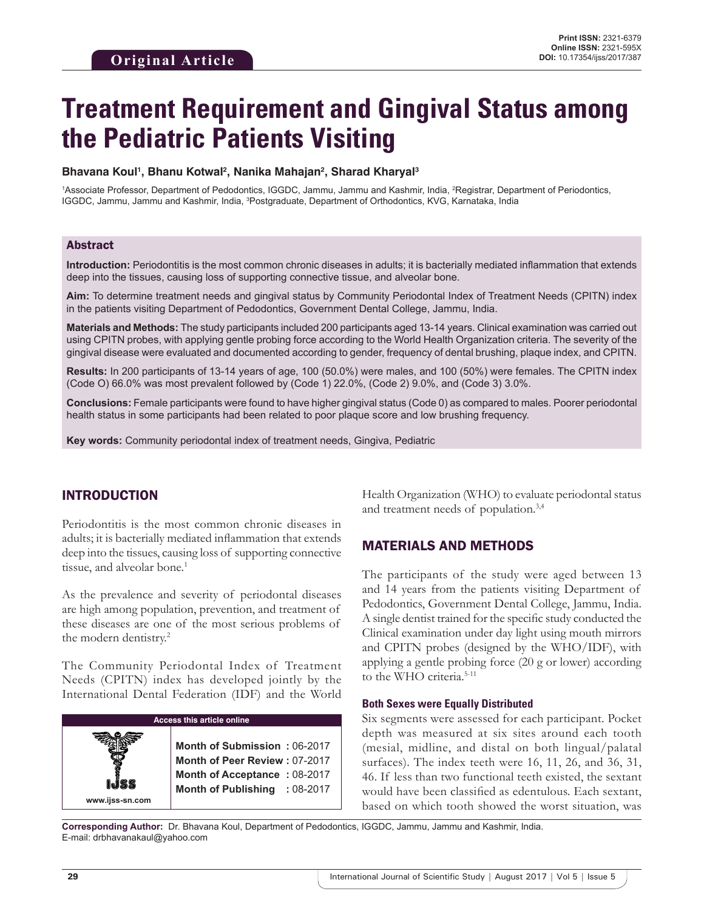**Original Article**

# Treatment Requirement and Gingival Status among the Pediatric Patients Visiting

**Bhavana Koul[1], Bhanu Kotwal[2], Nanika Mahajan[2], Sharad Kharyal[3]**

[1]Associate Professor, Department of Pedodontics, IGGDC, Jammu, Jammu and Kashmir, India, [2]Registrar, Department of Periodontics, IGGDC, Jammu, Jammu and Kashmir, India, [3]Postgraduate, Department of Orthodontics, KVG, Karnataka, India

## Abstract

**Introduction:** Periodontitis is the most common chronic diseases in adults; it is bacterially mediated inflammation that extends deep into the tissues, causing loss of supporting connective tissue, and alveolar bone.

**Aim:** To determine treatment needs and gingival status by Community Periodontal Index of Treatment Needs (CPITN) index in the patients visiting Department of Pedodontics, Government Dental College, Jammu, India.

**Materials and Methods:** The study participants included 200 participants aged 13-14 years. Clinical examination was carried out using CPITN probes, with applying gentle probing force according to the World Health Organization criteria. The severity of the gingival disease were evaluated and documented according to gender, frequency of dental brushing, plaque index, and CPITN.

**Results:** In 200 participants of 13-14 years of age, 100 (50.0%) were males, and 100 (50%) were females. The CPITN index (Code O) 66.0% was most prevalent followed by (Code 1) 22.0%, (Code 2) 9.0%, and (Code 3) 3.0%.

**Conclusions:** Female participants were found to have higher gingival status (Code 0) as compared to males. Poorer periodontal health status in some participants had been related to poor plaque score and low brushing frequency.

**Key words:** Community periodontal index of treatment needs, Gingiva, Pediatric

## INTRODUCTION

Periodontitis is the most common chronic diseases in adults; it is bacterially mediated inflammation that extends deep into the tissues, causing loss of supporting connective tissue, and alveolar bone.[1]

As the prevalence and severity of periodontal diseases are high among population, prevention, and treatment of these diseases are one of the most serious problems of the modern dentistry.[2]

The Community Periodontal Index of Treatment Needs (CPITN) index has developed jointly by the International Dental Federation (IDF) and the World Health Organization (WHO) to evaluate periodontal status and treatment needs of population.[3,4]

| Access this article online | |
|---|---|
| www.ijss-sn.com | Month of Submission : 06-2017 |
| | Month of Peer Review : 07-2017 |
| | Month of Acceptance : 08-2017 |
| | Month of Publishing : 08-2017 |

## MATERIALS AND METHODS

The participants of the study were aged between 13 and 14 years from the patients visiting Department of Pedodontics, Government Dental College, Jammu, India. A single dentist trained for the specific study conducted the Clinical examination under day light using mouth mirrors and CPITN probes (designed by the WHO/IDF), with applying a gentle probing force (20 g or lower) according to the WHO criteria.[5-11]

### Both Sexes were Equally Distributed

Six segments were assessed for each participant. Pocket depth was measured at six sites around each tooth (mesial, midline, and distal on both lingual/palatal surfaces). The index teeth were 16, 11, 26, and 36, 31, 46. If less than two functional teeth existed, the sextant would have been classified as edentulous. Each sextant, based on which tooth showed the worst situation, was

**Corresponding Author:** Dr. Bhavana Koul, Department of Pedodontics, IGGDC, Jammu, Jammu and Kashmir, India. E-mail: drbhavanakaul@yahoo.com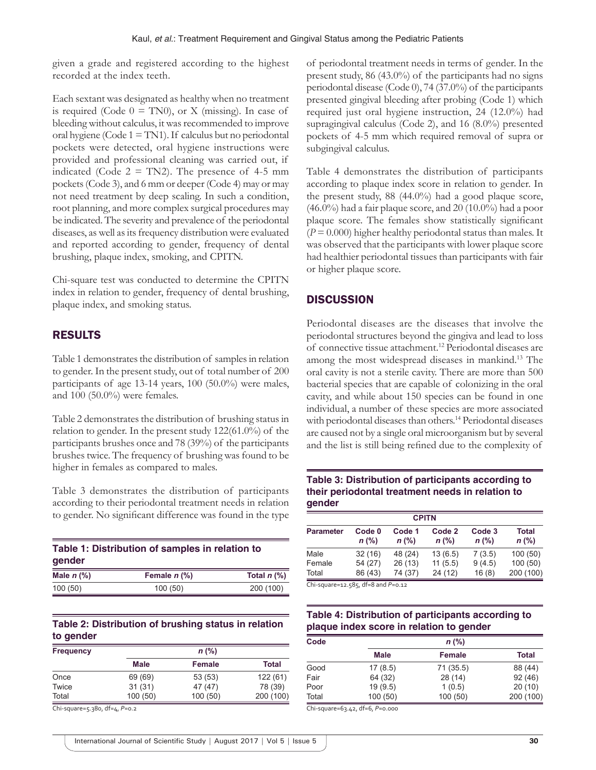given a grade and registered according to the highest recorded at the index teeth.

Each sextant was designated as healthy when no treatment is required (Code 0 = TN0), or X (missing). In case of bleeding without calculus, it was recommended to improve oral hygiene (Code 1 = TN1). If calculus but no periodontal pockets were detected, oral hygiene instructions were provided and professional cleaning was carried out, if indicated (Code 2 = TN2). The presence of 4-5 mm pockets (Code 3), and 6 mm or deeper (Code 4) may or may not need treatment by deep scaling. In such a condition, root planning, and more complex surgical procedures may be indicated. The severity and prevalence of the periodontal diseases, as well as its frequency distribution were evaluated and reported according to gender, frequency of dental brushing, plaque index, smoking, and CPITN.

Chi-square test was conducted to determine the CPITN index in relation to gender, frequency of dental brushing, plaque index, and smoking status.

## RESULTS

Table 1 demonstrates the distribution of samples in relation to gender. In the present study, out of total number of 200 participants of age 13-14 years, 100 (50.0%) were males, and 100 (50.0%) were females.

Table 2 demonstrates the distribution of brushing status in relation to gender. In the present study 122(61.0%) of the participants brushes once and 78 (39%) of the participants brushes twice. The frequency of brushing was found to be higher in females as compared to males.

Table 3 demonstrates the distribution of participants according to their periodontal treatment needs in relation to gender. No significant difference was found in the type of periodontal treatment needs in terms of gender. In the present study, 86 (43.0%) of the participants had no signs periodontal disease (Code 0), 74 (37.0%) of the participants presented gingival bleeding after probing (Code 1) which required just oral hygiene instruction, 24 (12.0%) had supragingival calculus (Code 2), and 16 (8.0%) presented pockets of 4-5 mm which required removal of supra or subgingival calculus.

Table 4 demonstrates the distribution of participants according to plaque index score in relation to gender. In the present study, 88 (44.0%) had a good plaque score, (46.0%) had a fair plaque score, and 20 (10.0%) had a poor plaque score. The females show statistically significant ($P = 0.000$) higher healthy periodontal status than males. It was observed that the participants with lower plaque score had healthier periodontal tissues than participants with fair or higher plaque score.

**Table 1: Distribution of samples in relation to gender**

| Male *n* (%) | Female *n* (%) | Total *n* (%) |
|---|---|---|
| 100 (50) | 100 (50) | 200 (100) |

**Table 2: Distribution of brushing status in relation to gender**

| Frequency | *n* (%) | | |
|---|---|---|---|
| | Male | Female | Total |
| Once | 69 (69) | 53 (53) | 122 (61) |
| Twice | 31 (31) | 47 (47) | 78 (39) |
| Total | 100 (50) | 100 (50) | 200 (100) |

Chi-square=5.380, df=4, $P$=0.2

**Table 3: Distribution of participants according to their periodontal treatment needs in relation to gender**

| | CPITN | | | | |
|---|---|---|---|---|---|
| Parameter | Code 0 *n* (%) | Code 1 *n* (%) | Code 2 *n* (%) | Code 3 *n* (%) | Total *n* (%) |
| Male | 32 (16) | 48 (24) | 13 (6.5) | 7 (3.5) | 100 (50) |
| Female | 54 (27) | 26 (13) | 11 (5.5) | 9 (4.5) | 100 (50) |
| Total | 86 (43) | 74 (37) | 24 (12) | 16 (8) | 200 (100) |

Chi-square=12.585, df=8 and $P$=0.12

**Table 4: Distribution of participants according to plaque index score in relation to gender**

| Code | *n* (%) | | |
|---|---|---|---|
| | Male | Female | Total |
| Good | 17 (8.5) | 71 (35.5) | 88 (44) |
| Fair | 64 (32) | 28 (14) | 92 (46) |
| Poor | 19 (9.5) | 1 (0.5) | 20 (10) |
| Total | 100 (50) | 100 (50) | 200 (100) |

Chi-square=63.42, df=6, $P$=0.000

## DISCUSSION

Periodontal diseases are the diseases that involve the periodontal structures beyond the gingiva and lead to loss of connective tissue attachment.[12] Periodontal diseases are among the most widespread diseases in mankind.[13] The oral cavity is not a sterile cavity. There are more than 500 bacterial species that are capable of colonizing in the oral cavity, and while about 150 species can be found in one individual, a number of these species are more associated with periodontal diseases than others.[14] Periodontal diseases are caused not by a single oral microorganism but by several and the list is still being refined due to the complexity of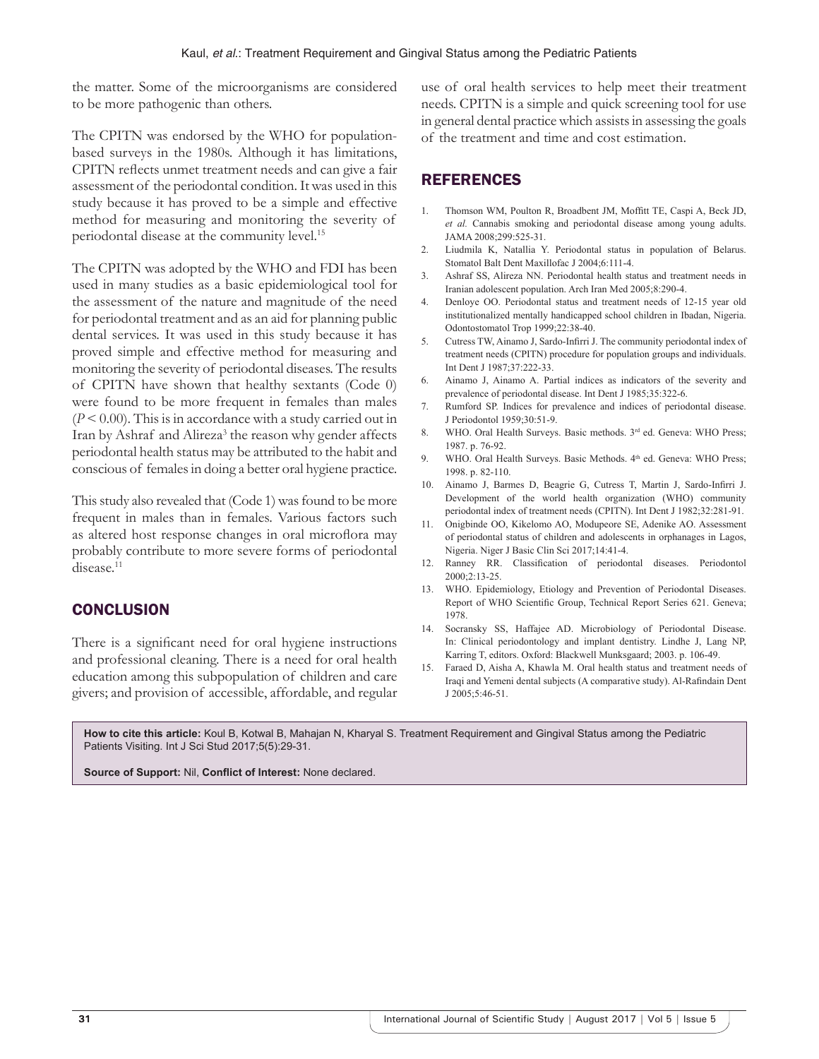the matter. Some of the microorganisms are considered to be more pathogenic than others.

The CPITN was endorsed by the WHO for population-based surveys in the 1980s. Although it has limitations, CPITN reflects unmet treatment needs and can give a fair assessment of the periodontal condition. It was used in this study because it has proved to be a simple and effective method for measuring and monitoring the severity of periodontal disease at the community level.[15]

The CPITN was adopted by the WHO and FDI has been used in many studies as a basic epidemiological tool for the assessment of the nature and magnitude of the need for periodontal treatment and as an aid for planning public dental services. It was used in this study because it has proved simple and effective method for measuring and monitoring the severity of periodontal diseases. The results of CPITN have shown that healthy sextants (Code 0) were found to be more frequent in females than males ($P < 0.00$). This is in accordance with a study carried out in Iran by Ashraf and Alireza[3] the reason why gender affects periodontal health status may be attributed to the habit and conscious of females in doing a better oral hygiene practice.

This study also revealed that (Code 1) was found to be more frequent in males than in females. Various factors such as altered host response changes in oral microflora may probably contribute to more severe forms of periodontal disease.[11]

## CONCLUSION

There is a significant need for oral hygiene instructions and professional cleaning. There is a need for oral health education among this subpopulation of children and care givers; and provision of accessible, affordable, and regular use of oral health services to help meet their treatment needs. CPITN is a simple and quick screening tool for use in general dental practice which assists in assessing the goals of the treatment and time and cost estimation.

## REFERENCES

1. Thomson WM, Poulton R, Broadbent JM, Moffitt TE, Caspi A, Beck JD, *et al.* Cannabis smoking and periodontal disease among young adults. JAMA 2008;299:525-31.
2. Liudmila K, Natallia Y. Periodontal status in population of Belarus. Stomatol Balt Dent Maxillofac J 2004;6:111-4.
3. Ashraf SS, Alireza NN. Periodontal health status and treatment needs in Iranian adolescent population. Arch Iran Med 2005;8:290-4.
4. Denloye OO. Periodontal status and treatment needs of 12-15 year old institutionalized mentally handicapped school children in Ibadan, Nigeria. Odontostomatol Trop 1999;22:38-40.
5. Cutress TW, Ainamo J, Sardo-Infirri J. The community periodontal index of treatment needs (CPITN) procedure for population groups and individuals. Int Dent J 1987;37:222-33.
6. Ainamo J, Ainamo A. Partial indices as indicators of the severity and prevalence of periodontal disease. Int Dent J 1985;35:322-6.
7. Rumford SP. Indices for prevalence and indices of periodontal disease. J Periodontol 1959;30:51-9.
8. WHO. Oral Health Surveys. Basic methods. 3rd ed. Geneva: WHO Press; 1987. p. 76-92.
9. WHO. Oral Health Surveys. Basic Methods. 4th ed. Geneva: WHO Press; 1998. p. 82-110.
10. Ainamo J, Barmes D, Beagrie G, Cutress T, Martin J, Sardo-Infirri J. Development of the world health organization (WHO) community periodontal index of treatment needs (CPITN). Int Dent J 1982;32:281-91.
11. Onigbinde OO, Kikelomo AO, Modupeore SE, Adenike AO. Assessment of periodontal status of children and adolescents in orphanages in Lagos, Nigeria. Niger J Basic Clin Sci 2017;14:41-4.
12. Ranney RR. Classification of periodontal diseases. Periodontol 2000;2:13-25.
13. WHO. Epidemiology, Etiology and Prevention of Periodontal Diseases. Report of WHO Scientific Group, Technical Report Series 621. Geneva; 1978.
14. Socransky SS, Haffajee AD. Microbiology of Periodontal Disease. In: Clinical periodontology and implant dentistry. Lindhe J, Lang NP, Karring T, editors. Oxford: Blackwell Munksgaard; 2003. p. 106-49.
15. Faraed D, Aisha A, Khawla M. Oral health status and treatment needs of Iraqi and Yemeni dental subjects (A comparative study). Al-Rafindain Dent J 2005;5:46-51.

**How to cite this article:** Koul B, Kotwal B, Mahajan N, Kharyal S. Treatment Requirement and Gingival Status among the Pediatric Patients Visiting. Int J Sci Stud 2017;5(5):29-31.

**Source of Support:** Nil, **Conflict of Interest:** None declared.